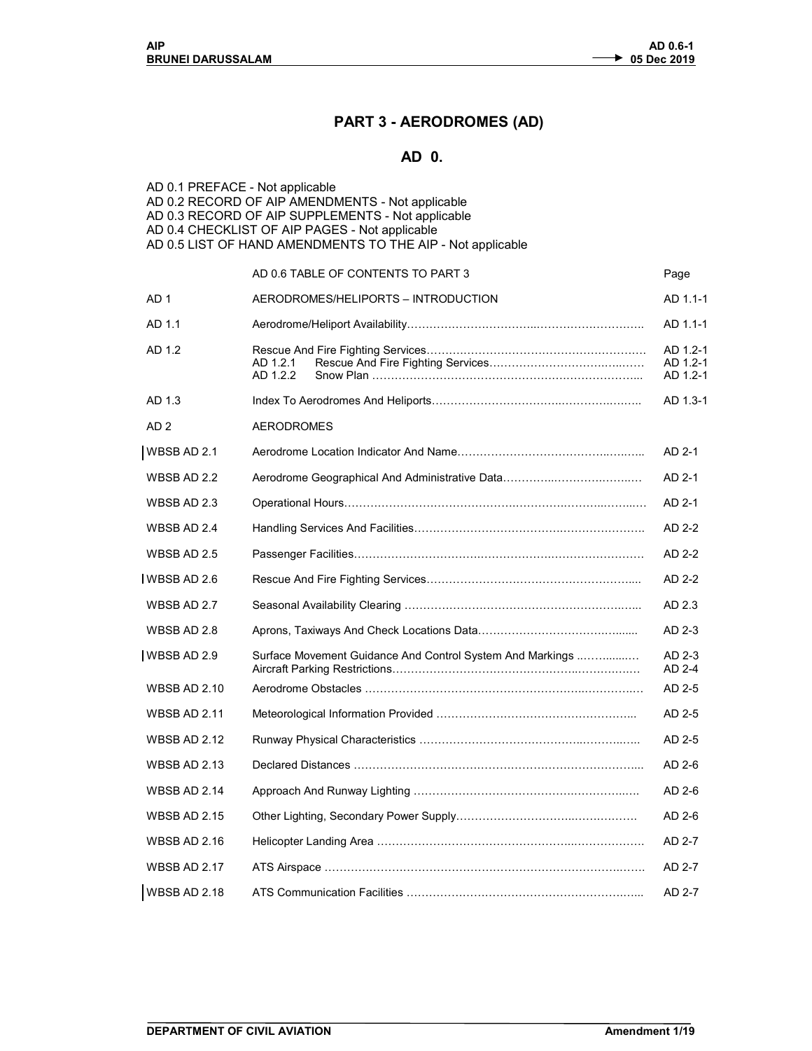# PART 3 - AERODROMES (AD)

## AD 0.

AD 0.1 PREFACE - Not applicable
AD 0.2 RECORD OF AIP AMENDMENTS - Not applicable
AD 0.3 RECORD OF AIP SUPPLEMENTS - Not applicable
AD 0.4 CHECKLIST OF AIP PAGES - Not applicable
AD 0.5 LIST OF HAND AMENDMENTS TO THE AIP - Not applicable

| | AD 0.6 TABLE OF CONTENTS TO PART 3 | Page |
|---|---|---|
| AD 1 | AERODROMES/HELIPORTS – INTRODUCTION | AD 1.1-1 |
| AD 1.1 | Aerodrome/Heliport Availability | AD 1.1-1 |
| AD 1.2 | Rescue And Fire Fighting Services | AD 1.2-1 |
| | AD 1.2.1 Rescue And Fire Fighting Services | AD 1.2-1 |
| | AD 1.2.2 Snow Plan | AD 1.2-1 |
| AD 1.3 | Index To Aerodromes And Heliports | AD 1.3-1 |
| AD 2 | AERODROMES | |
| WBSB AD 2.1 | Aerodrome Location Indicator And Name | AD 2-1 |
| WBSB AD 2.2 | Aerodrome Geographical And Administrative Data | AD 2-1 |
| WBSB AD 2.3 | Operational Hours | AD 2-1 |
| WBSB AD 2.4 | Handling Services And Facilities | AD 2-2 |
| WBSB AD 2.5 | Passenger Facilities | AD 2-2 |
| WBSB AD 2.6 | Rescue And Fire Fighting Services | AD 2-2 |
| WBSB AD 2.7 | Seasonal Availability Clearing | AD 2.3 |
| WBSB AD 2.8 | Aprons, Taxiways And Check Locations Data | AD 2-3 |
| WBSB AD 2.9 | Surface Movement Guidance And Control System And Markings | AD 2-3 |
| | Aircraft Parking Restrictions | AD 2-4 |
| WBSB AD 2.10 | Aerodrome Obstacles | AD 2-5 |
| WBSB AD 2.11 | Meteorological Information Provided | AD 2-5 |
| WBSB AD 2.12 | Runway Physical Characteristics | AD 2-5 |
| WBSB AD 2.13 | Declared Distances | AD 2-6 |
| WBSB AD 2.14 | Approach And Runway Lighting | AD 2-6 |
| WBSB AD 2.15 | Other Lighting, Secondary Power Supply | AD 2-6 |
| WBSB AD 2.16 | Helicopter Landing Area | AD 2-7 |
| WBSB AD 2.17 | ATS Airspace | AD 2-7 |
| WBSB AD 2.18 | ATS Communication Facilities | AD 2-7 |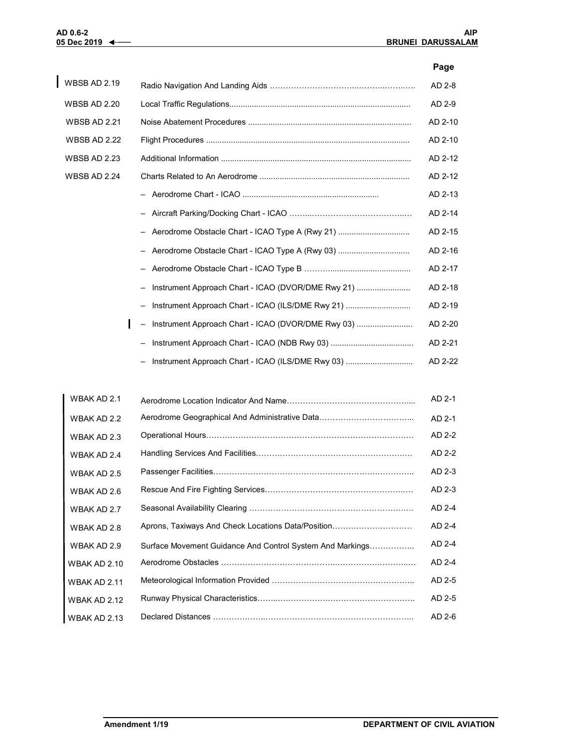| | | Page |
|---|---|---|
| WBSB AD 2.19 | Radio Navigation And Landing Aids ………………………….……..……..…. | AD 2-8 |
| WBSB AD 2.20 | Local Traffic Regulations................................................................................ | AD 2-9 |
| WBSB AD 2.21 | Noise Abatement Procedures ....................................................................... | AD 2-10 |
| WBSB AD 2.22 | Flight Procedures ......................................................................................... | AD 2-10 |
| WBSB AD 2.23 | Additional Information ................................................................................... | AD 2-12 |
| WBSB AD 2.24 | Charts Related to An Aerodrome .................................................................. | AD 2-12 |
| | – Aerodrome Chart - ICAO ............................................................ | AD 2-13 |
| | – Aircraft Parking/Docking Chart - ICAO ……..…………………………..… | AD 2-14 |
| | – Aerodrome Obstacle Chart - ICAO Type A (Rwy 21) ................................ | AD 2-15 |
| | – Aerodrome Obstacle Chart - ICAO Type A (Rwy 03) ................................ | AD 2-16 |
| | – Aerodrome Obstacle Chart - ICAO Type B ………..................................... | AD 2-17 |
| | – Instrument Approach Chart - ICAO (DVOR/DME Rwy 21) ........................ | AD 2-18 |
| | – Instrument Approach Chart - ICAO (ILS/DME Rwy 21) ............................. | AD 2-19 |
| | – Instrument Approach Chart - ICAO (DVOR/DME Rwy 03) ......................... | AD 2-20 |
| | – Instrument Approach Chart - ICAO (NDB Rwy 03) ..................................... | AD 2-21 |
| | – Instrument Approach Chart - ICAO (ILS/DME Rwy 03) .............................. | AD 2-22 |

| | | |
|---|---|---|
| WBAK AD 2.1 | Aerodrome Location Indicator And Name………………………………………... | AD 2-1 |
| WBAK AD 2.2 | Aerodrome Geographical And Administrative Data……………………………... | AD 2-1 |
| WBAK AD 2.3 | Operational Hours…………………………………………………………………… | AD 2-2 |
| WBAK AD 2.4 | Handling Services And Facilities…………………………………………………. | AD 2-2 |
| WBAK AD 2.5 | Passenger Facilities………………………………………………………………….. | AD 2-3 |
| WBAK AD 2.6 | Rescue And Fire Fighting Services……………………………………………….… | AD 2-3 |
| WBAK AD 2.7 | Seasonal Availability Clearing ……………………………………………………. | AD 2-4 |
| WBAK AD 2.8 | Aprons, Taxiways And Check Locations Data/Position………………………… | AD 2-4 |
| WBAK AD 2.9 | Surface Movement Guidance And Control System And Markings…………….. | AD 2-4 |
| WBAK AD 2.10 | Aerodrome Obstacles ……………………………………..………………………..… | AD 2-4 |
| WBAK AD 2.11 | Meteorological Information Provided …………………………………………….. | AD 2-5 |
| WBAK AD 2.12 | Runway Physical Characteristics……..……………………………………………. | AD 2-5 |
| WBAK AD 2.13 | Declared Distances ………………..……………………………………………….. | AD 2-6 |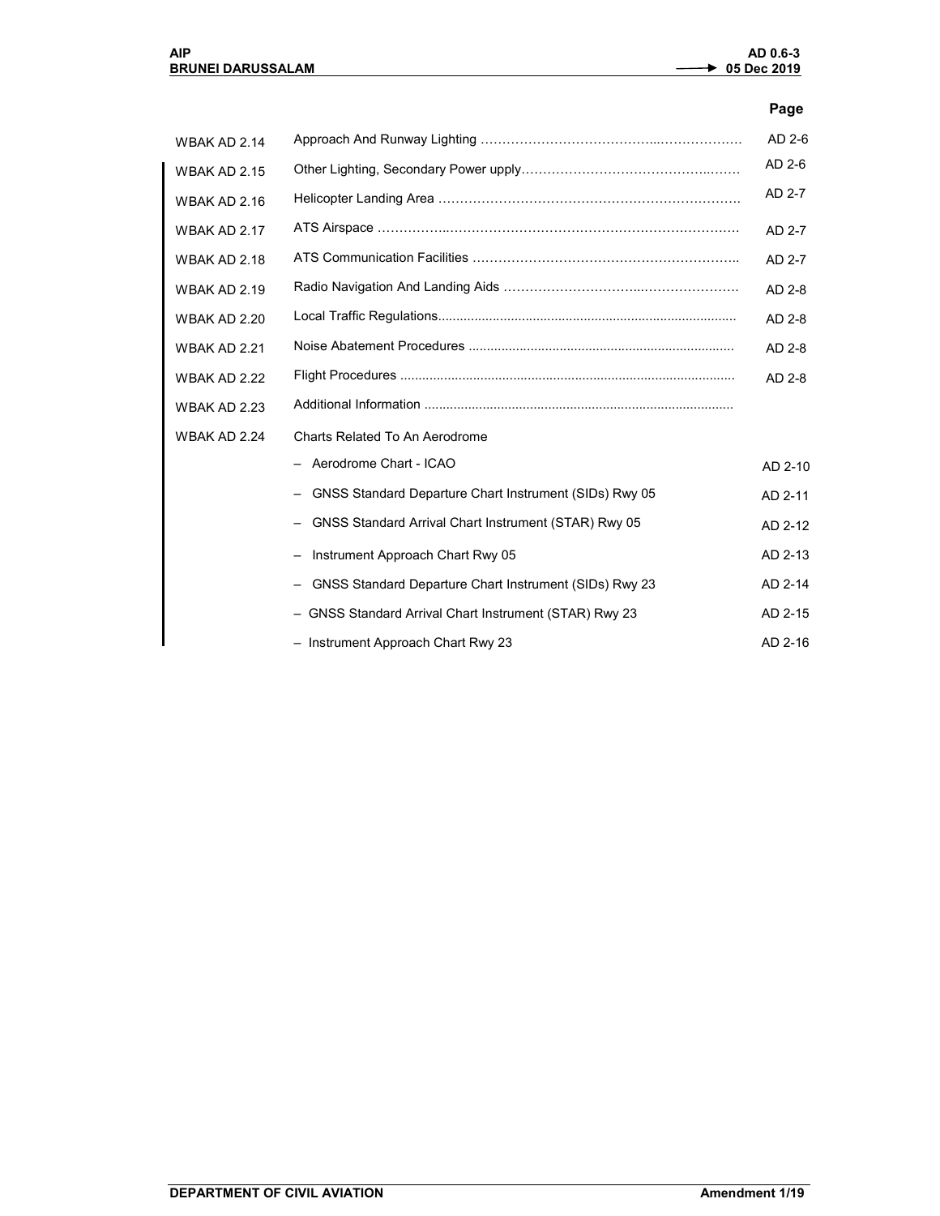| | | Page |
|---|---|---|
| WBAK AD 2.14 | Approach And Runway Lighting …………………………………...……………… | AD 2-6 |
| WBAK AD 2.15 | Other Lighting, Secondary Power supply………………………………….……. | AD 2-6 |
| WBAK AD 2.16 | Helicopter Landing Area ……………………………………………………………. | AD 2-7 |
| WBAK AD 2.17 | ATS Airspace ……………..………………………………………………………… | AD 2-7 |
| WBAK AD 2.18 | ATS Communication Facilities …………………………………………………….. | AD 2-7 |
| WBAK AD 2.19 | Radio Navigation And Landing Aids ………………………...…………………. | AD 2-8 |
| WBAK AD 2.20 | Local Traffic Regulations................................................................................ | AD 2-8 |
| WBAK AD 2.21 | Noise Abatement Procedures ....................................................................... | AD 2-8 |
| WBAK AD 2.22 | Flight Procedures .......................................................................................... | AD 2-8 |
| WBAK AD 2.23 | Additional Information ................................................................................... | |
| WBAK AD 2.24 | Charts Related To An Aerodrome | |
| | – Aerodrome Chart - ICAO | AD 2-10 |
| | – GNSS Standard Departure Chart Instrument (SIDs) Rwy 05 | AD 2-11 |
| | – GNSS Standard Arrival Chart Instrument (STAR) Rwy 05 | AD 2-12 |
| | – Instrument Approach Chart Rwy 05 | AD 2-13 |
| | – GNSS Standard Departure Chart Instrument (SIDs) Rwy 23 | AD 2-14 |
| | – GNSS Standard Arrival Chart Instrument (STAR) Rwy 23 | AD 2-15 |
| | – Instrument Approach Chart Rwy 23 | AD 2-16 |